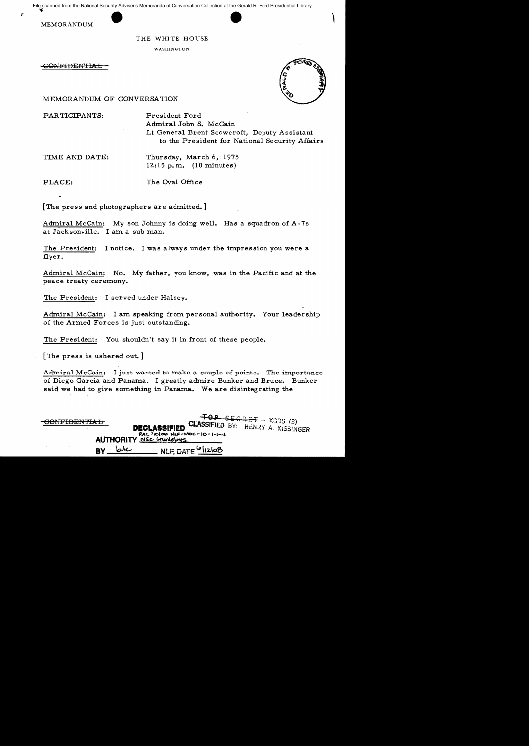File scanned from the National Security Adviser's Memoranda of Conversation Collection at the Gerald R. Ford Presidential Library

MEMORANDUM

THE WHITE HOUSE

WASHINGTON

~~CONFIDENTIAL~~

MEMORANDUM OF CONVERSATION

PARTICIPANTS: President Ford
Admiral John S. McCain
Lt General Brent Scowcroft, Deputy Assistant to the President for National Security Affairs

TIME AND DATE: Thursday, March 6, 1975
12:15 p.m. (10 minutes)

PLACE: The Oval Office

[The press and photographers are admitted.]

Admiral McCain: My son Johnny is doing well. Has a squadron of A-7s at Jacksonville. I am a sub man.

The President: I notice. I was always under the impression you were a flyer.

Admiral McCain: No. My father, you know, was in the Pacific and at the peace treaty ceremony.

The President: I served under Halsey.

Admiral McCain: I am speaking from personal authority. Your leadership of the Armed Forces is just outstanding.

The President: You shouldn't say it in front of these people.

[The press is ushered out.]

Admiral McCain: I just wanted to make a couple of points. The importance of Diego Garcia and Panama. I greatly admire Bunker and Bruce. Bunker said we had to give something in Panama. We are disintegrating the

~~CONFIDENTIAL~~

~~TOP SECRET~~ – XGDS (3)
CLASSIFIED BY: HENRY A. KISSINGER

DECLASSIFIED
RAC 7/10/00 NLF-MOC-10-1-1-4
AUTHORITY NSC Guidelines
BY blc NLF, DATE 6/12/08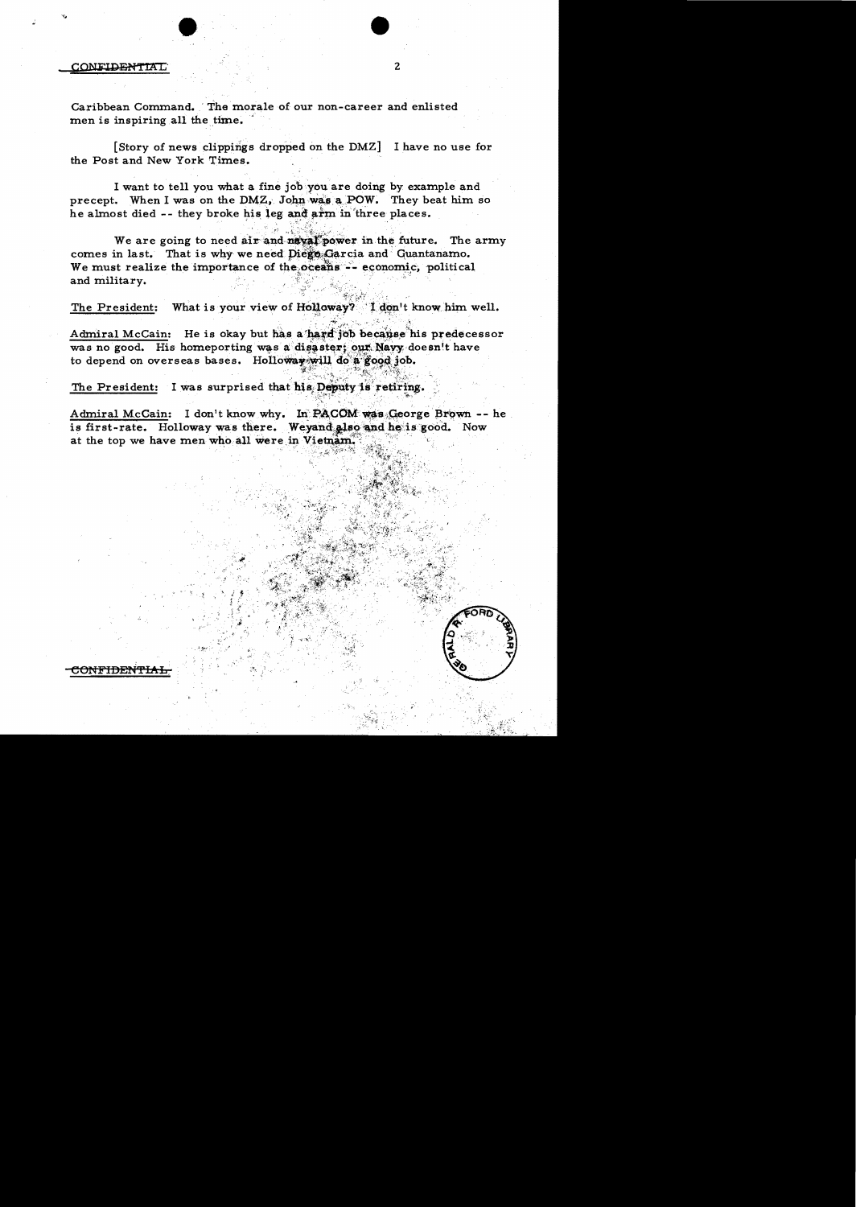CONFIDENTIAL

Caribbean Command. The morale of our non-career and enlisted men is inspiring all the time.

[Story of news clippings dropped on the DMZ] I have no use for the Post and New York Times.

I want to tell you what a fine job you are doing by example and precept. When I was on the DMZ, John was a POW. They beat him so he almost died -- they broke his leg and arm in three places.

We are going to need air and naval power in the future. The army comes in last. That is why we need Diego Garcia and Guantanamo. We must realize the importance of the oceans -- economic, political and military.

The President: What is your view of Holloway? I don't know him well.

Admiral McCain: He is okay but has a hard job because his predecessor was no good. His homeporting was a disaster; our Navy doesn't have to depend on overseas bases. Holloway will do a good job.

The President: I was surprised that his Deputy is retiring.

Admiral McCain: I don't know why. In PACOM was George Brown -- he is first-rate. Holloway was there. Weyand also and he is good. Now at the top we have men who all were in Vietnam.

CONFIDENTIAL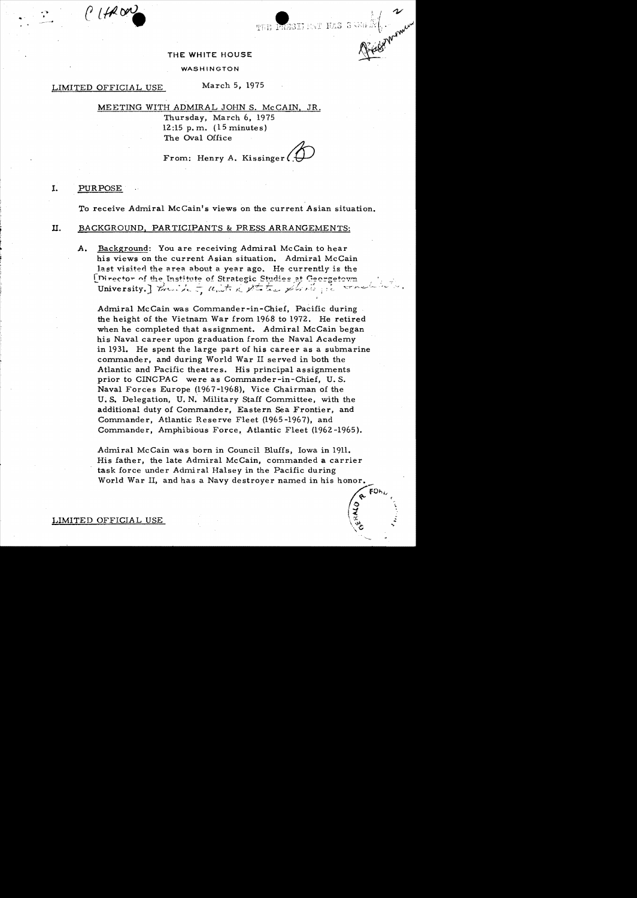# THE WHITE HOUSE

WASHINGTON

LIMITED OFFICIAL USE March 5, 1975

MEETING WITH ADMIRAL JOHN S. McCAIN, JR.
Thursday, March 6, 1975
12:15 p.m. (15 minutes)
The Oval Office

From: Henry A. Kissinger

## I. PURPOSE

To receive Admiral McCain's views on the current Asian situation.

## II. BACKGROUND, PARTICIPANTS & PRESS ARRANGEMENTS:

A. Background: You are receiving Admiral McCain to hear his views on the current Asian situation. Admiral McCain last visited the area about a year ago. He currently is the [Director of the Institute of Strategic Studies at Georgetown University.]

Admiral McCain was Commander-in-Chief, Pacific during the height of the Vietnam War from 1968 to 1972. He retired when he completed that assignment. Admiral McCain began his Naval career upon graduation from the Naval Academy in 1931. He spent the large part of his career as a submarine commander, and during World War II served in both the Atlantic and Pacific theatres. His principal assignments prior to CINCPAC were as Commander-in-Chief, U.S. Naval Forces Europe (1967-1968), Vice Chairman of the U.S. Delegation, U.N. Military Staff Committee, with the additional duty of Commander, Eastern Sea Frontier, and Commander, Atlantic Reserve Fleet (1965-1967), and Commander, Amphibious Force, Atlantic Fleet (1962-1965).

Admiral McCain was born in Council Bluffs, Iowa in 1911. His father, the late Admiral McCain, commanded a carrier task force under Admiral Halsey in the Pacific during World War II, and has a Navy destroyer named in his honor.

LIMITED OFFICIAL USE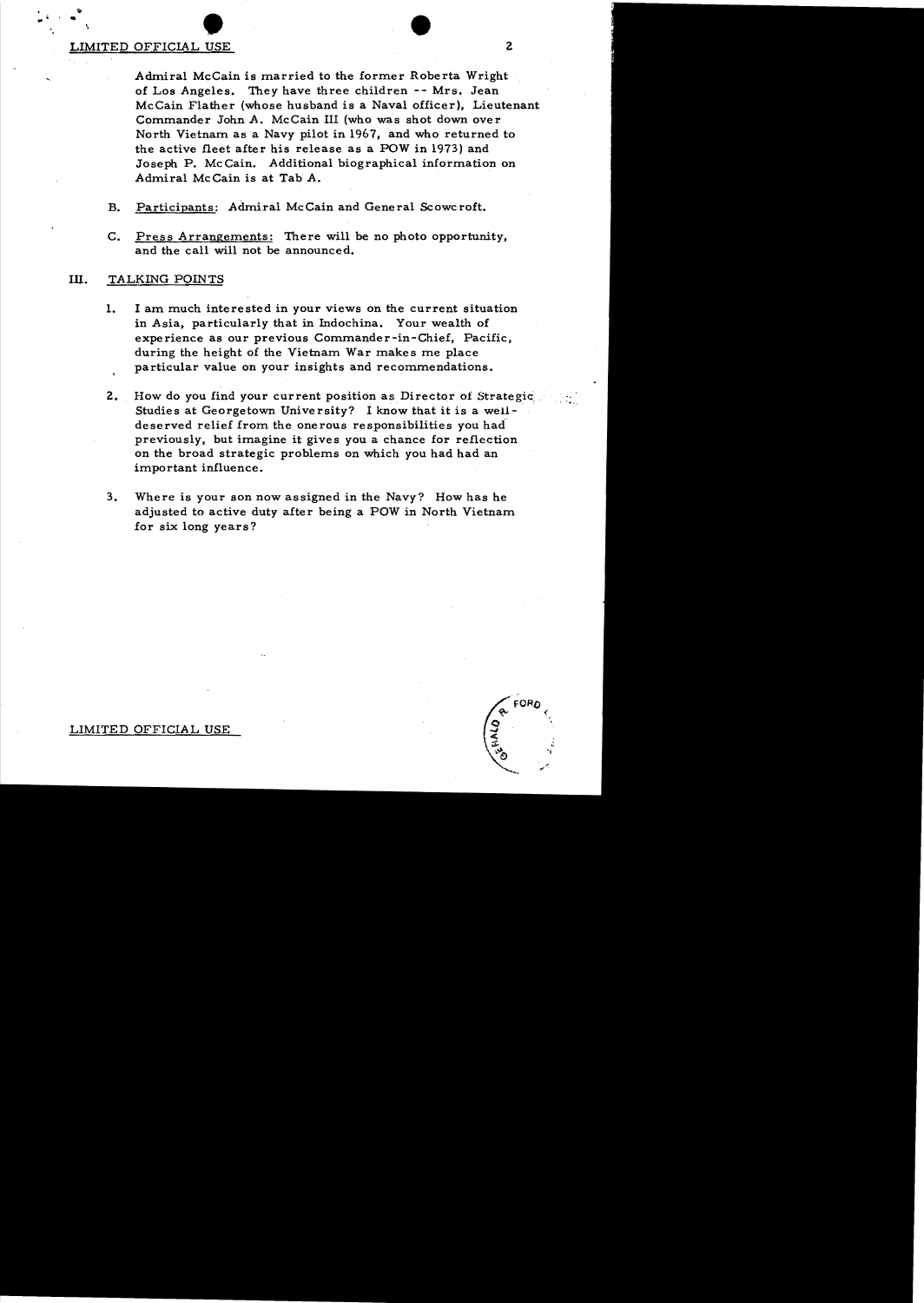LIMITED OFFICIAL USE

Admiral McCain is married to the former Roberta Wright of Los Angeles. They have three children -- Mrs. Jean McCain Flather (whose husband is a Naval officer), Lieutenant Commander John A. McCain III (who was shot down over North Vietnam as a Navy pilot in 1967, and who returned to the active fleet after his release as a POW in 1973) and Joseph P. McCain. Additional biographical information on Admiral McCain is at Tab A.

B. Participants: Admiral McCain and General Scowcroft.

C. Press Arrangements: There will be no photo opportunity, and the call will not be announced.

## III. TALKING POINTS

1. I am much interested in your views on the current situation in Asia, particularly that in Indochina. Your wealth of experience as our previous Commander-in-Chief, Pacific, during the height of the Vietnam War makes me place particular value on your insights and recommendations.

2. How do you find your current position as Director of Strategic Studies at Georgetown University? I know that it is a well-deserved relief from the onerous responsibilities you had previously, but imagine it gives you a chance for reflection on the broad strategic problems on which you had had an important influence.

3. Where is your son now assigned in the Navy? How has he adjusted to active duty after being a POW in North Vietnam for six long years?

LIMITED OFFICIAL USE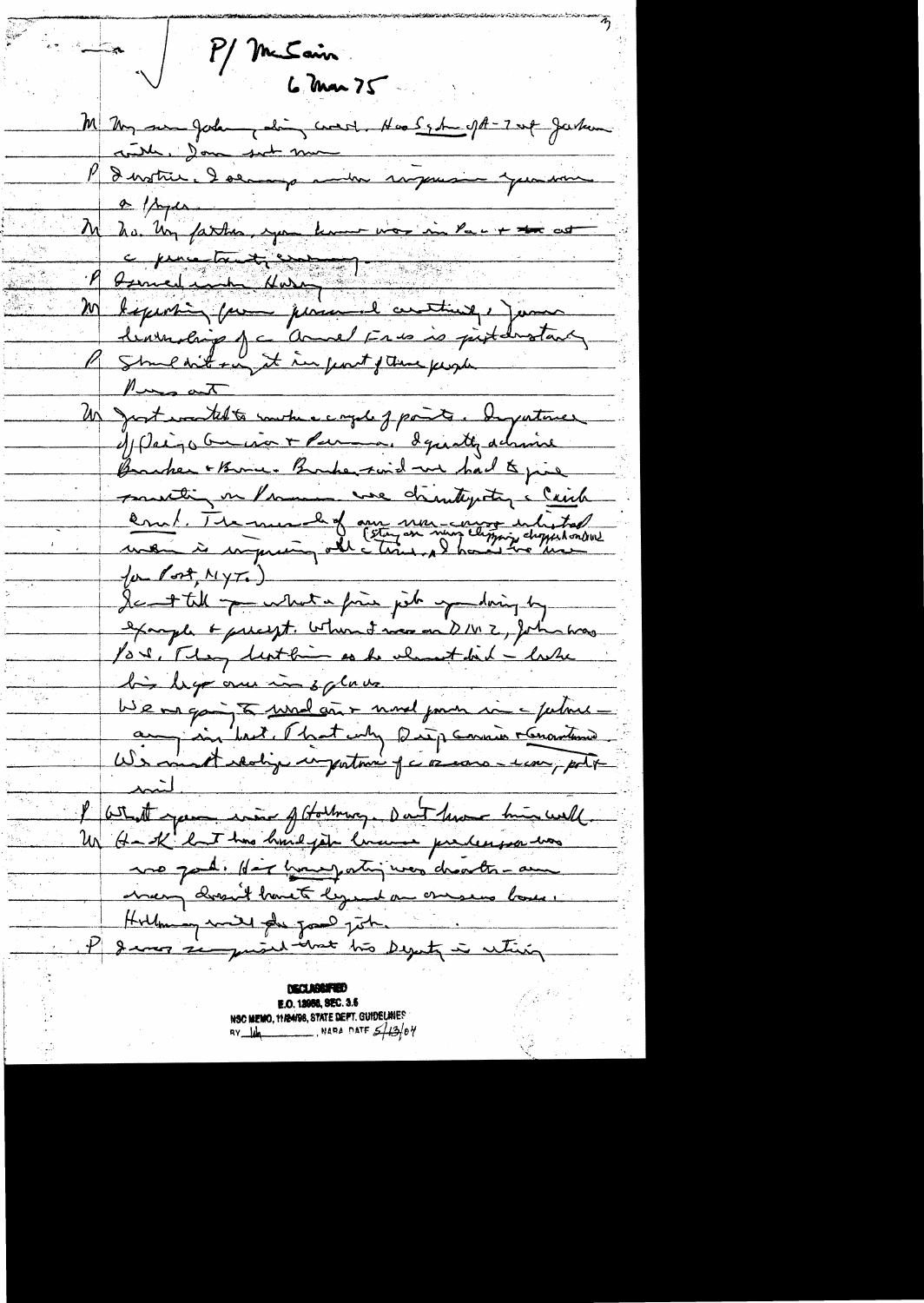P/ McCain
6 Mar 75

M My son John, doing well. Has Sqdn of A-7 at Jacksonville. Done well now

P I noticed. I always was impressed with your son as a flyer.

M No. My father, you know was in Pac & was a premier tactical commander.

P Served under Halsey.

M Reporting from personal contacts, Jim's leadership of a Armed Forces is outstanding.

P Should not say it in front of these people.

Press out

M Just wanted to make a couple of points. Importance of Diego Garcia & Panama. I greatly admire Bunker & Brown. Bunker said we had to give something on Panama re sovereignty. Canal. The morale of our non-career enlisted men is improving all the time, & I have the (story on navy clipping, chopped on the navy for Post, NYT.)

I can't tell you what a fine job you doing by example & precept. When I was on DMZ, John was POW. They beat him so he almost died — broke his legs & arms in 3 places.

We are going to need air & naval power in a future — any in best. That why Diego Garcia & Guantanamo. We must realize importance of a oceans — econ, polit & mil.

P What you think of Holloway. Don't know him well.

M H—K but has hard job because predecessor was no good. His unpopularity was disaster — and navy doesn't want to lay out on overseas base. Holloway will do good job.

P James surprised that his Deputy is retiring

DECLASSIFIED
E.O. 12958, SEC. 3.5
NSC MEMO, 11/24/98, STATE DEPT. GUIDELINES
BY lda NARA DATE 5/13/04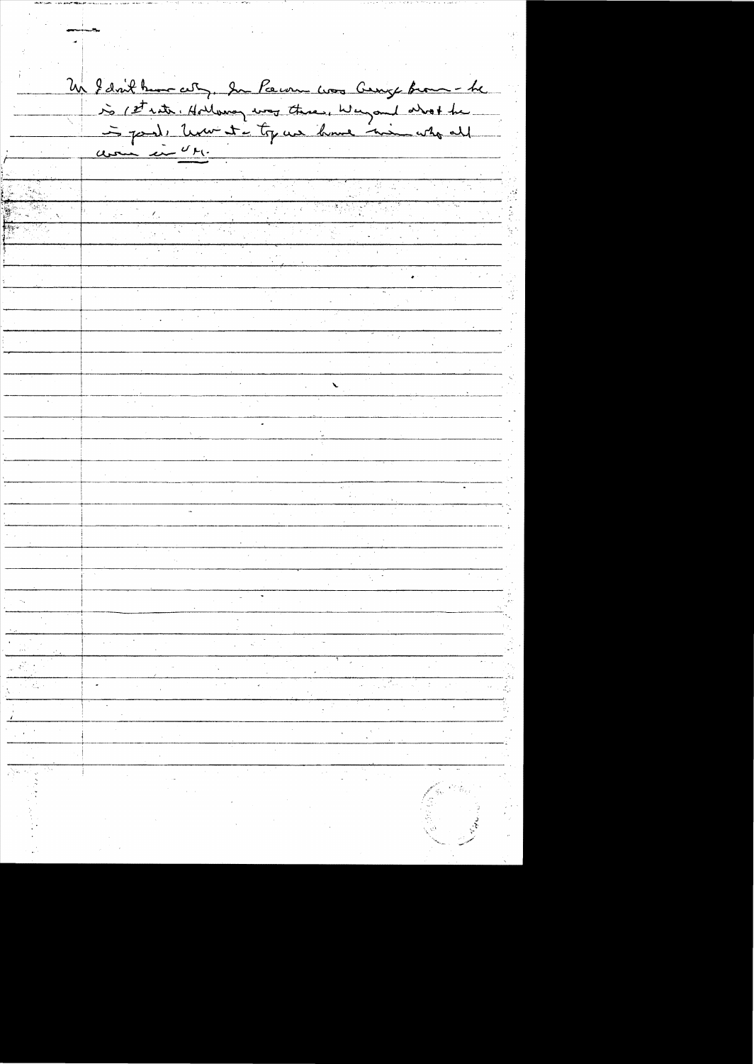Un I don't know why. In Pearson was George Brown - he is 1st rate. Holloway was there, Weyand what he is good. Now at top we have him who all were in VN.